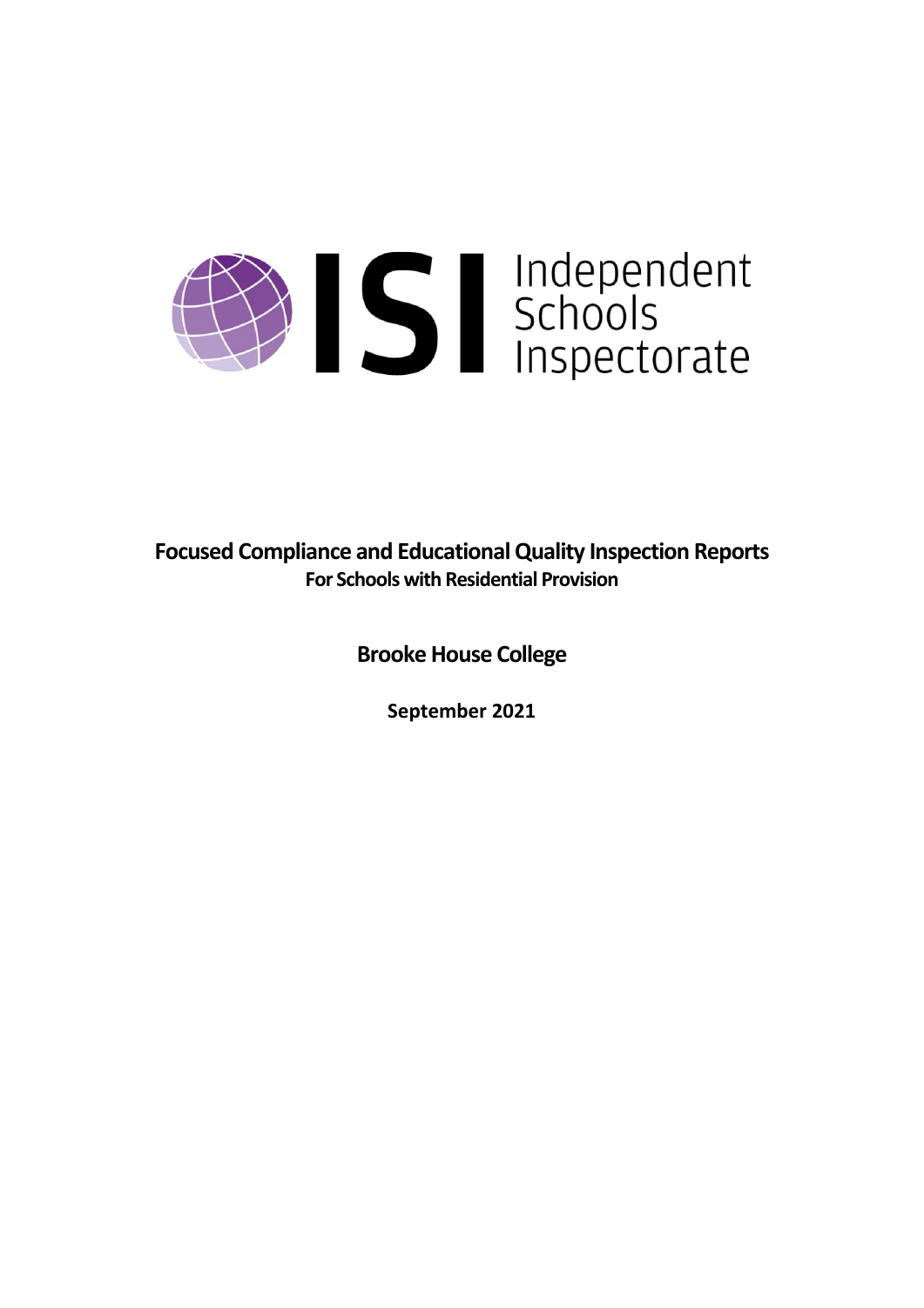ISI Independent Schools Inspectorate

# Focused Compliance and Educational Quality Inspection Reports

## For Schools with Residential Provision

## Brooke House College

**September 2021**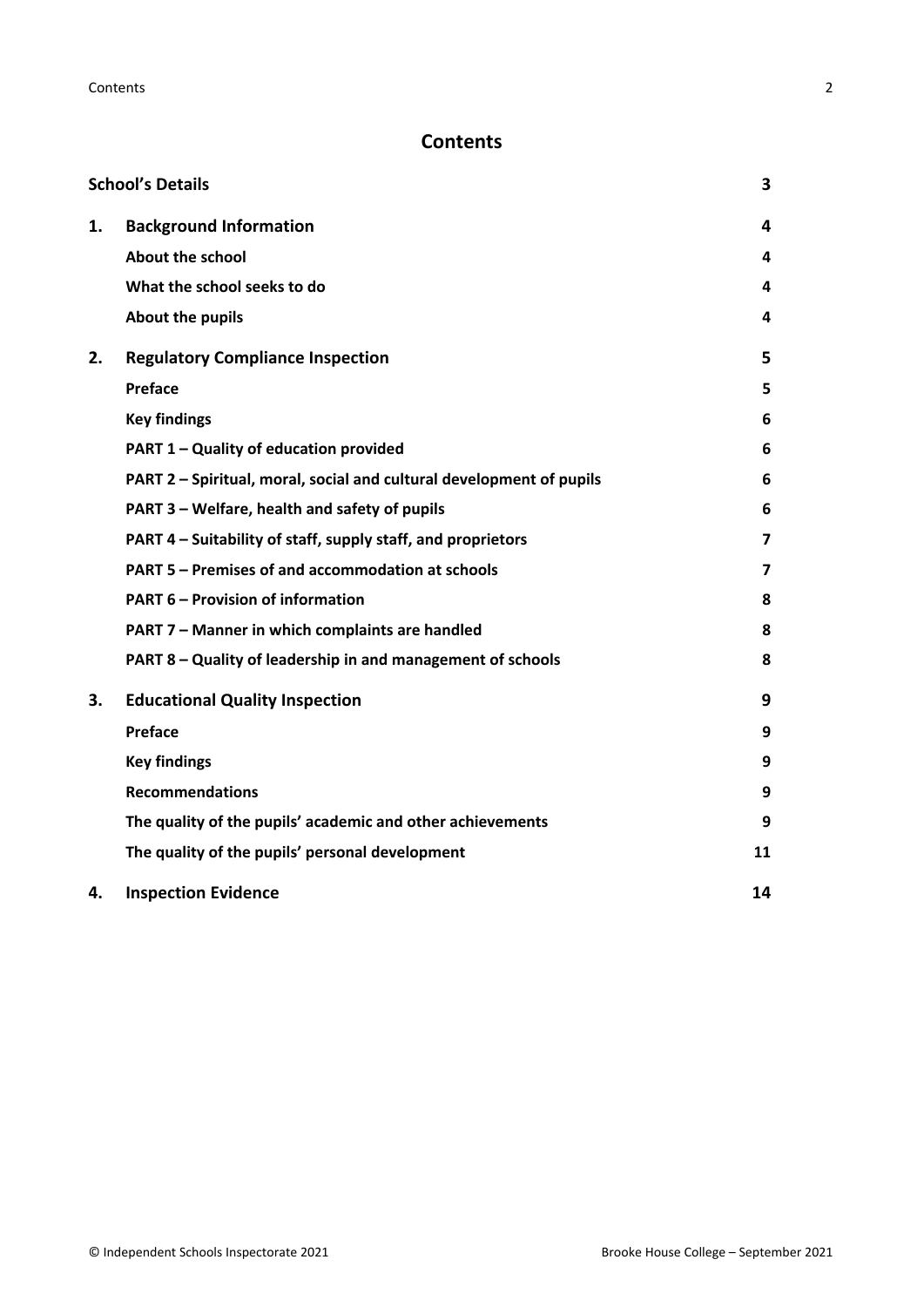# Contents

| | | |
|---|---|---|
| **School's Details** | | **3** |
| **1.** | **Background Information** | **4** |
| | **About the school** | **4** |
| | **What the school seeks to do** | **4** |
| | **About the pupils** | **4** |
| **2.** | **Regulatory Compliance Inspection** | **5** |
| | **Preface** | **5** |
| | **Key findings** | **6** |
| | **PART 1 – Quality of education provided** | **6** |
| | **PART 2 – Spiritual, moral, social and cultural development of pupils** | **6** |
| | **PART 3 – Welfare, health and safety of pupils** | **6** |
| | **PART 4 – Suitability of staff, supply staff, and proprietors** | **7** |
| | **PART 5 – Premises of and accommodation at schools** | **7** |
| | **PART 6 – Provision of information** | **8** |
| | **PART 7 – Manner in which complaints are handled** | **8** |
| | **PART 8 – Quality of leadership in and management of schools** | **8** |
| **3.** | **Educational Quality Inspection** | **9** |
| | **Preface** | **9** |
| | **Key findings** | **9** |
| | **Recommendations** | **9** |
| | **The quality of the pupils' academic and other achievements** | **9** |
| | **The quality of the pupils' personal development** | **11** |
| **4.** | **Inspection Evidence** | **14** |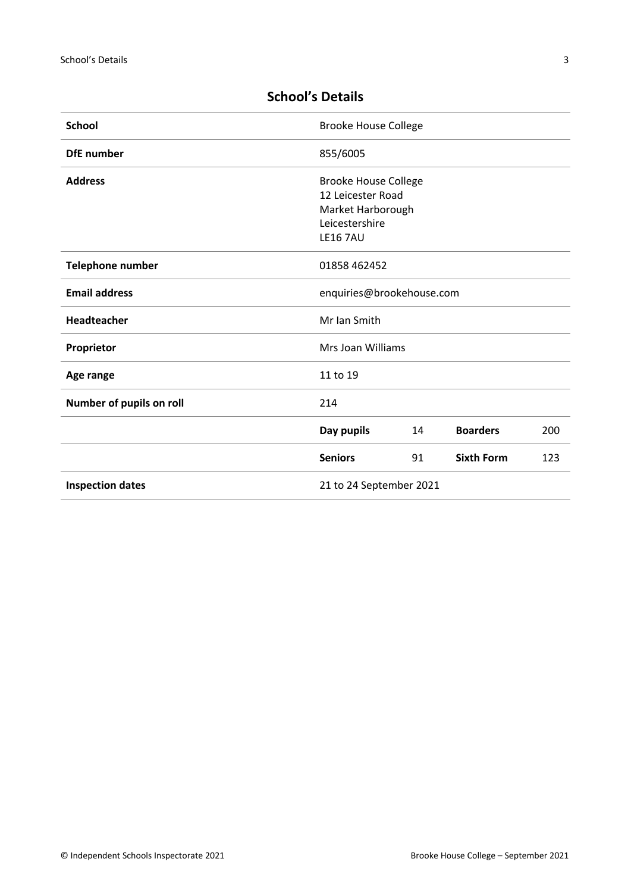## School's Details

| School | Brooke House College | | | |
|---|---|---|---|---|
| DfE number | 855/6005 | | | |
| Address | Brooke House College<br>12 Leicester Road<br>Market Harborough<br>Leicestershire<br>LE16 7AU | | | |
| Telephone number | 01858 462452 | | | |
| Email address | enquiries@brookehouse.com | | | |
| Headteacher | Mr Ian Smith | | | |
| Proprietor | Mrs Joan Williams | | | |
| Age range | 11 to 19 | | | |
| Number of pupils on roll | 214 | | | |
| | **Day pupils** | 14 | **Boarders** | 200 |
| | **Seniors** | 91 | **Sixth Form** | 123 |
| Inspection dates | 21 to 24 September 2021 | | | |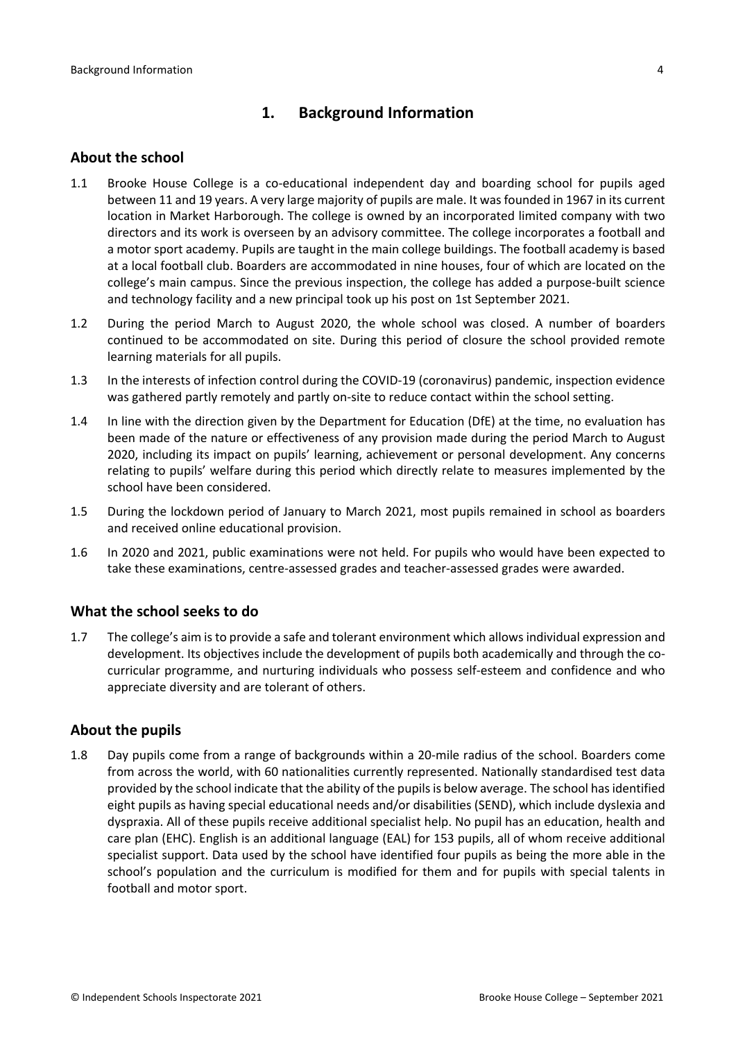# 1. Background Information

## About the school

1.1 Brooke House College is a co-educational independent day and boarding school for pupils aged between 11 and 19 years. A very large majority of pupils are male. It was founded in 1967 in its current location in Market Harborough. The college is owned by an incorporated limited company with two directors and its work is overseen by an advisory committee. The college incorporates a football and a motor sport academy. Pupils are taught in the main college buildings. The football academy is based at a local football club. Boarders are accommodated in nine houses, four of which are located on the college's main campus. Since the previous inspection, the college has added a purpose-built science and technology facility and a new principal took up his post on 1st September 2021.

1.2 During the period March to August 2020, the whole school was closed. A number of boarders continued to be accommodated on site. During this period of closure the school provided remote learning materials for all pupils.

1.3 In the interests of infection control during the COVID-19 (coronavirus) pandemic, inspection evidence was gathered partly remotely and partly on-site to reduce contact within the school setting.

1.4 In line with the direction given by the Department for Education (DfE) at the time, no evaluation has been made of the nature or effectiveness of any provision made during the period March to August 2020, including its impact on pupils' learning, achievement or personal development. Any concerns relating to pupils' welfare during this period which directly relate to measures implemented by the school have been considered.

1.5 During the lockdown period of January to March 2021, most pupils remained in school as boarders and received online educational provision.

1.6 In 2020 and 2021, public examinations were not held. For pupils who would have been expected to take these examinations, centre-assessed grades and teacher-assessed grades were awarded.

## What the school seeks to do

1.7 The college's aim is to provide a safe and tolerant environment which allows individual expression and development. Its objectives include the development of pupils both academically and through the co-curricular programme, and nurturing individuals who possess self-esteem and confidence and who appreciate diversity and are tolerant of others.

## About the pupils

1.8 Day pupils come from a range of backgrounds within a 20-mile radius of the school. Boarders come from across the world, with 60 nationalities currently represented. Nationally standardised test data provided by the school indicate that the ability of the pupils is below average. The school has identified eight pupils as having special educational needs and/or disabilities (SEND), which include dyslexia and dyspraxia. All of these pupils receive additional specialist help. No pupil has an education, health and care plan (EHC). English is an additional language (EAL) for 153 pupils, all of whom receive additional specialist support. Data used by the school have identified four pupils as being the more able in the school's population and the curriculum is modified for them and for pupils with special talents in football and motor sport.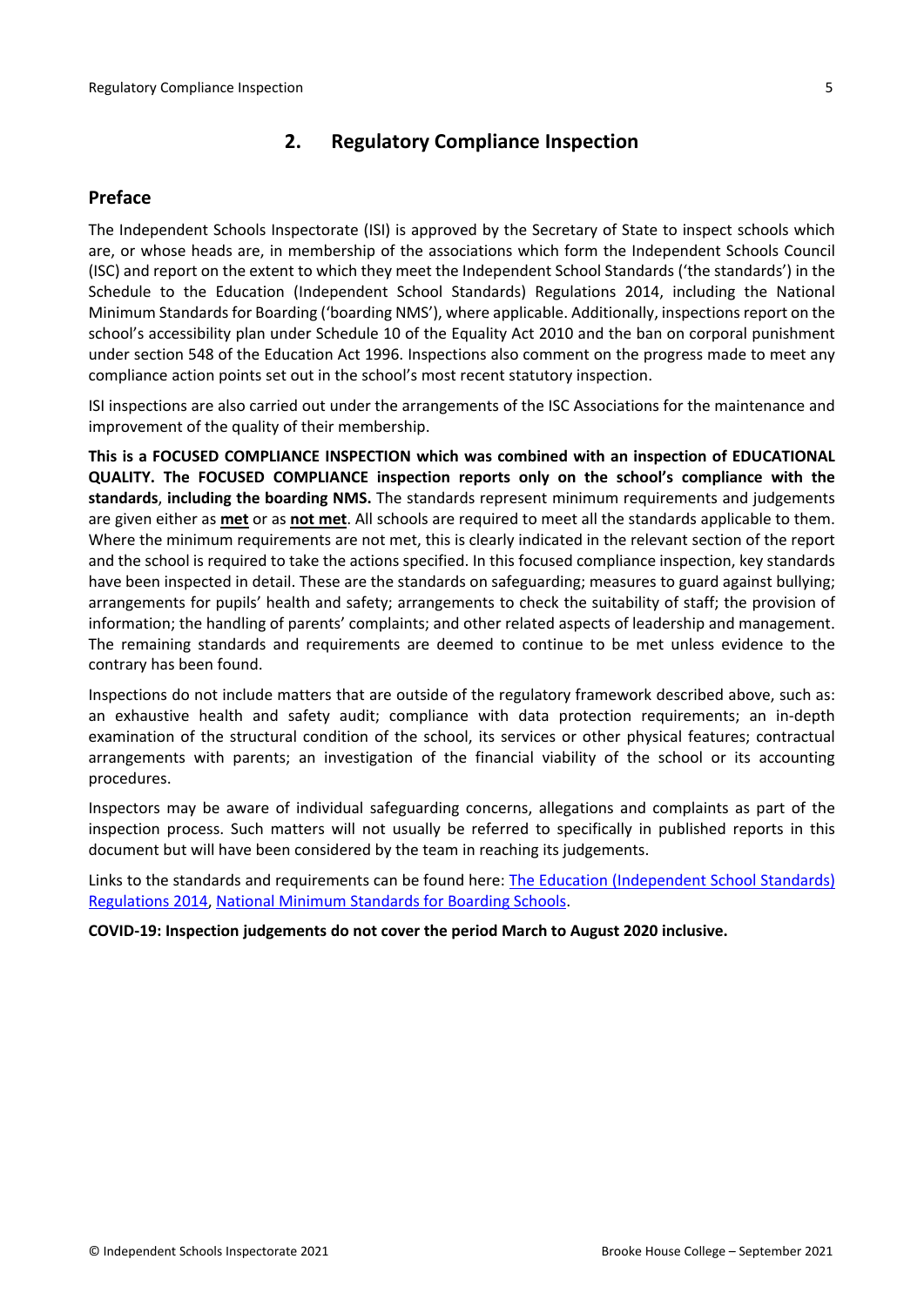## 2. Regulatory Compliance Inspection

### Preface

The Independent Schools Inspectorate (ISI) is approved by the Secretary of State to inspect schools which are, or whose heads are, in membership of the associations which form the Independent Schools Council (ISC) and report on the extent to which they meet the Independent School Standards ('the standards') in the Schedule to the Education (Independent School Standards) Regulations 2014, including the National Minimum Standards for Boarding ('boarding NMS'), where applicable. Additionally, inspections report on the school's accessibility plan under Schedule 10 of the Equality Act 2010 and the ban on corporal punishment under section 548 of the Education Act 1996. Inspections also comment on the progress made to meet any compliance action points set out in the school's most recent statutory inspection.

ISI inspections are also carried out under the arrangements of the ISC Associations for the maintenance and improvement of the quality of their membership.

**This is a FOCUSED COMPLIANCE INSPECTION which was combined with an inspection of EDUCATIONAL QUALITY. The FOCUSED COMPLIANCE inspection reports only on the school's compliance with the standards**, **including the boarding NMS.** The standards represent minimum requirements and judgements are given either as **met** or as **not met**. All schools are required to meet all the standards applicable to them. Where the minimum requirements are not met, this is clearly indicated in the relevant section of the report and the school is required to take the actions specified. In this focused compliance inspection, key standards have been inspected in detail. These are the standards on safeguarding; measures to guard against bullying; arrangements for pupils' health and safety; arrangements to check the suitability of staff; the provision of information; the handling of parents' complaints; and other related aspects of leadership and management. The remaining standards and requirements are deemed to continue to be met unless evidence to the contrary has been found.

Inspections do not include matters that are outside of the regulatory framework described above, such as: an exhaustive health and safety audit; compliance with data protection requirements; an in-depth examination of the structural condition of the school, its services or other physical features; contractual arrangements with parents; an investigation of the financial viability of the school or its accounting procedures.

Inspectors may be aware of individual safeguarding concerns, allegations and complaints as part of the inspection process. Such matters will not usually be referred to specifically in published reports in this document but will have been considered by the team in reaching its judgements.

Links to the standards and requirements can be found here: The Education (Independent School Standards) Regulations 2014, National Minimum Standards for Boarding Schools.

**COVID-19: Inspection judgements do not cover the period March to August 2020 inclusive.**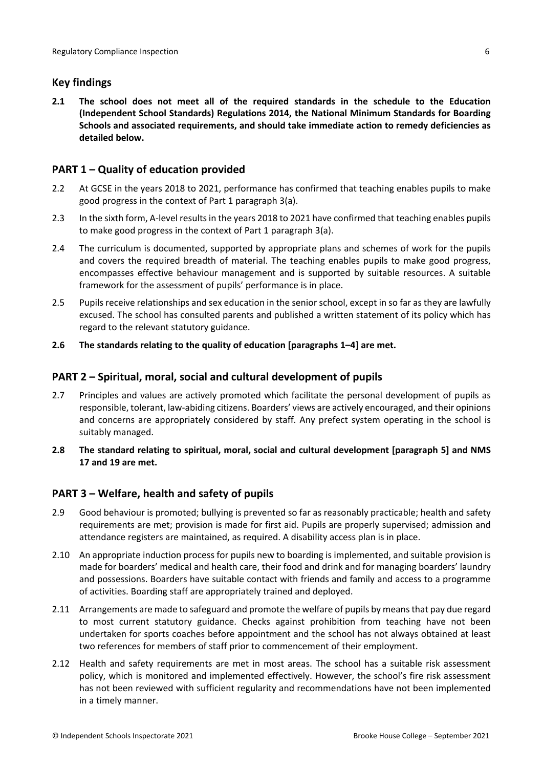## Key findings

**2.1 The school does not meet all of the required standards in the schedule to the Education (Independent School Standards) Regulations 2014, the National Minimum Standards for Boarding Schools and associated requirements, and should take immediate action to remedy deficiencies as detailed below.**

## PART 1 – Quality of education provided

2.2 At GCSE in the years 2018 to 2021, performance has confirmed that teaching enables pupils to make good progress in the context of Part 1 paragraph 3(a).

2.3 In the sixth form, A-level results in the years 2018 to 2021 have confirmed that teaching enables pupils to make good progress in the context of Part 1 paragraph 3(a).

2.4 The curriculum is documented, supported by appropriate plans and schemes of work for the pupils and covers the required breadth of material. The teaching enables pupils to make good progress, encompasses effective behaviour management and is supported by suitable resources. A suitable framework for the assessment of pupils' performance is in place.

2.5 Pupils receive relationships and sex education in the senior school, except in so far as they are lawfully excused. The school has consulted parents and published a written statement of its policy which has regard to the relevant statutory guidance.

**2.6 The standards relating to the quality of education [paragraphs 1–4] are met.**

## PART 2 – Spiritual, moral, social and cultural development of pupils

2.7 Principles and values are actively promoted which facilitate the personal development of pupils as responsible, tolerant, law-abiding citizens. Boarders' views are actively encouraged, and their opinions and concerns are appropriately considered by staff. Any prefect system operating in the school is suitably managed.

**2.8 The standard relating to spiritual, moral, social and cultural development [paragraph 5] and NMS 17 and 19 are met.**

## PART 3 – Welfare, health and safety of pupils

2.9 Good behaviour is promoted; bullying is prevented so far as reasonably practicable; health and safety requirements are met; provision is made for first aid. Pupils are properly supervised; admission and attendance registers are maintained, as required. A disability access plan is in place.

2.10 An appropriate induction process for pupils new to boarding is implemented, and suitable provision is made for boarders' medical and health care, their food and drink and for managing boarders' laundry and possessions. Boarders have suitable contact with friends and family and access to a programme of activities. Boarding staff are appropriately trained and deployed.

2.11 Arrangements are made to safeguard and promote the welfare of pupils by means that pay due regard to most current statutory guidance. Checks against prohibition from teaching have not been undertaken for sports coaches before appointment and the school has not always obtained at least two references for members of staff prior to commencement of their employment.

2.12 Health and safety requirements are met in most areas. The school has a suitable risk assessment policy, which is monitored and implemented effectively. However, the school's fire risk assessment has not been reviewed with sufficient regularity and recommendations have not been implemented in a timely manner.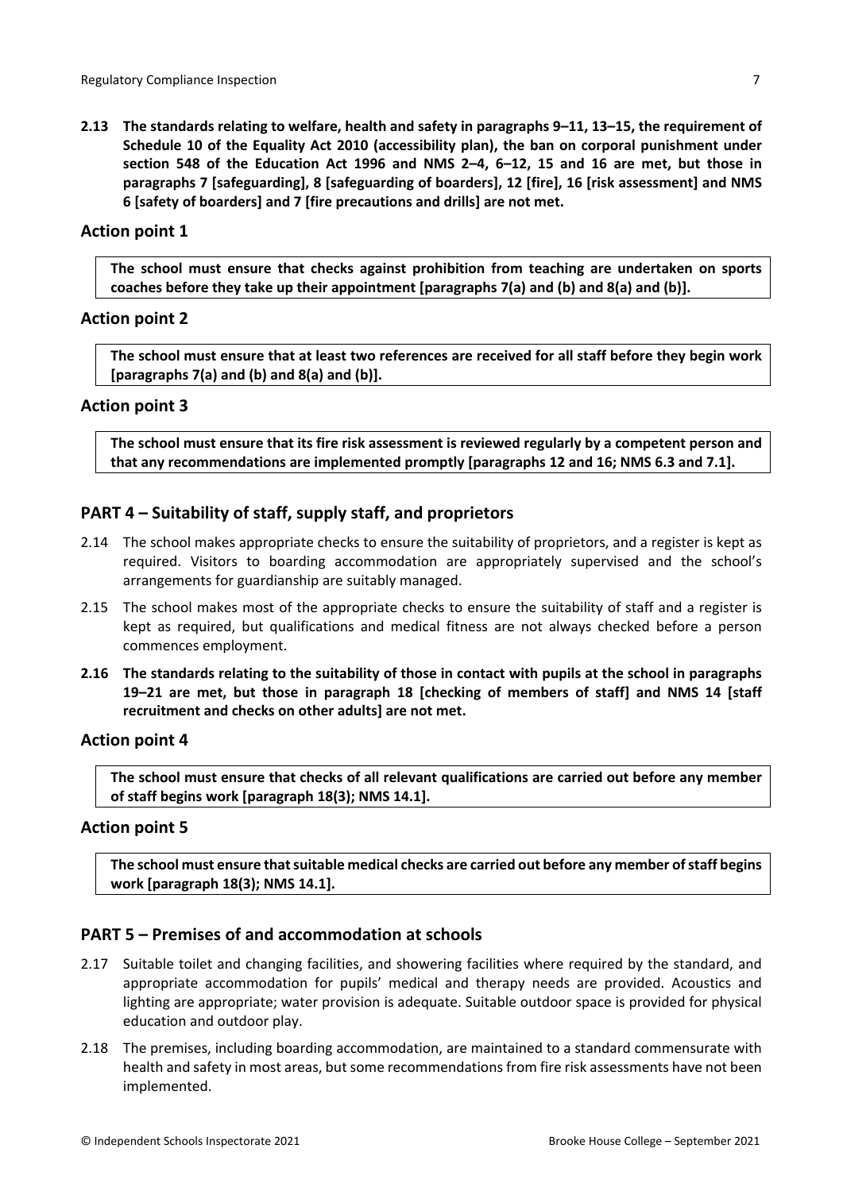**2.13 The standards relating to welfare, health and safety in paragraphs 9–11, 13–15, the requirement of Schedule 10 of the Equality Act 2010 (accessibility plan), the ban on corporal punishment under section 548 of the Education Act 1996 and NMS 2–4, 6–12, 15 and 16 are met, but those in paragraphs 7 [safeguarding], 8 [safeguarding of boarders], 12 [fire], 16 [risk assessment] and NMS 6 [safety of boarders] and 7 [fire precautions and drills] are not met.**

### Action point 1

**The school must ensure that checks against prohibition from teaching are undertaken on sports coaches before they take up their appointment [paragraphs 7(a) and (b) and 8(a) and (b)].**

### Action point 2

**The school must ensure that at least two references are received for all staff before they begin work [paragraphs 7(a) and (b) and 8(a) and (b)].**

### Action point 3

**The school must ensure that its fire risk assessment is reviewed regularly by a competent person and that any recommendations are implemented promptly [paragraphs 12 and 16; NMS 6.3 and 7.1].**

## PART 4 – Suitability of staff, supply staff, and proprietors

2.14 The school makes appropriate checks to ensure the suitability of proprietors, and a register is kept as required. Visitors to boarding accommodation are appropriately supervised and the school's arrangements for guardianship are suitably managed.

2.15 The school makes most of the appropriate checks to ensure the suitability of staff and a register is kept as required, but qualifications and medical fitness are not always checked before a person commences employment.

**2.16 The standards relating to the suitability of those in contact with pupils at the school in paragraphs 19–21 are met, but those in paragraph 18 [checking of members of staff] and NMS 14 [staff recruitment and checks on other adults] are not met.**

### Action point 4

**The school must ensure that checks of all relevant qualifications are carried out before any member of staff begins work [paragraph 18(3); NMS 14.1].**

### Action point 5

**The school must ensure that suitable medical checks are carried out before any member of staff begins work [paragraph 18(3); NMS 14.1].**

## PART 5 – Premises of and accommodation at schools

2.17 Suitable toilet and changing facilities, and showering facilities where required by the standard, and appropriate accommodation for pupils' medical and therapy needs are provided. Acoustics and lighting are appropriate; water provision is adequate. Suitable outdoor space is provided for physical education and outdoor play.

2.18 The premises, including boarding accommodation, are maintained to a standard commensurate with health and safety in most areas, but some recommendations from fire risk assessments have not been implemented.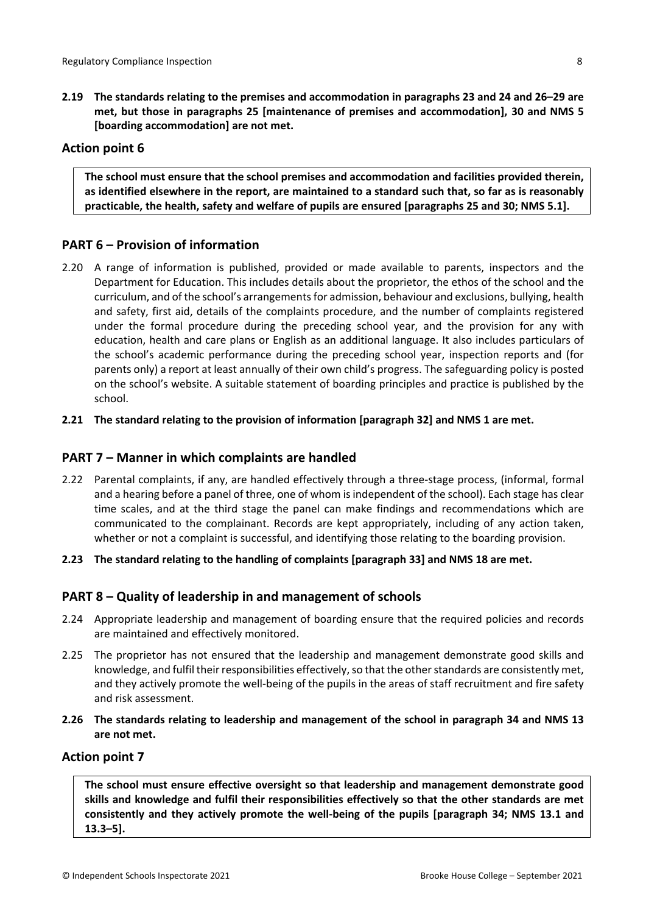**2.19 The standards relating to the premises and accommodation in paragraphs 23 and 24 and 26–29 are met, but those in paragraphs 25 [maintenance of premises and accommodation], 30 and NMS 5 [boarding accommodation] are not met.**

### Action point 6

**The school must ensure that the school premises and accommodation and facilities provided therein, as identified elsewhere in the report, are maintained to a standard such that, so far as is reasonably practicable, the health, safety and welfare of pupils are ensured [paragraphs 25 and 30; NMS 5.1].**

## PART 6 – Provision of information

2.20 A range of information is published, provided or made available to parents, inspectors and the Department for Education. This includes details about the proprietor, the ethos of the school and the curriculum, and of the school's arrangements for admission, behaviour and exclusions, bullying, health and safety, first aid, details of the complaints procedure, and the number of complaints registered under the formal procedure during the preceding school year, and the provision for any with education, health and care plans or English as an additional language. It also includes particulars of the school's academic performance during the preceding school year, inspection reports and (for parents only) a report at least annually of their own child's progress. The safeguarding policy is posted on the school's website. A suitable statement of boarding principles and practice is published by the school.

**2.21 The standard relating to the provision of information [paragraph 32] and NMS 1 are met.**

## PART 7 – Manner in which complaints are handled

2.22 Parental complaints, if any, are handled effectively through a three-stage process, (informal, formal and a hearing before a panel of three, one of whom is independent of the school). Each stage has clear time scales, and at the third stage the panel can make findings and recommendations which are communicated to the complainant. Records are kept appropriately, including of any action taken, whether or not a complaint is successful, and identifying those relating to the boarding provision.

**2.23 The standard relating to the handling of complaints [paragraph 33] and NMS 18 are met.**

## PART 8 – Quality of leadership in and management of schools

2.24 Appropriate leadership and management of boarding ensure that the required policies and records are maintained and effectively monitored.

2.25 The proprietor has not ensured that the leadership and management demonstrate good skills and knowledge, and fulfil their responsibilities effectively, so that the other standards are consistently met, and they actively promote the well-being of the pupils in the areas of staff recruitment and fire safety and risk assessment.

**2.26 The standards relating to leadership and management of the school in paragraph 34 and NMS 13 are not met.**

### Action point 7

**The school must ensure effective oversight so that leadership and management demonstrate good skills and knowledge and fulfil their responsibilities effectively so that the other standards are met consistently and they actively promote the well-being of the pupils [paragraph 34; NMS 13.1 and 13.3–5].**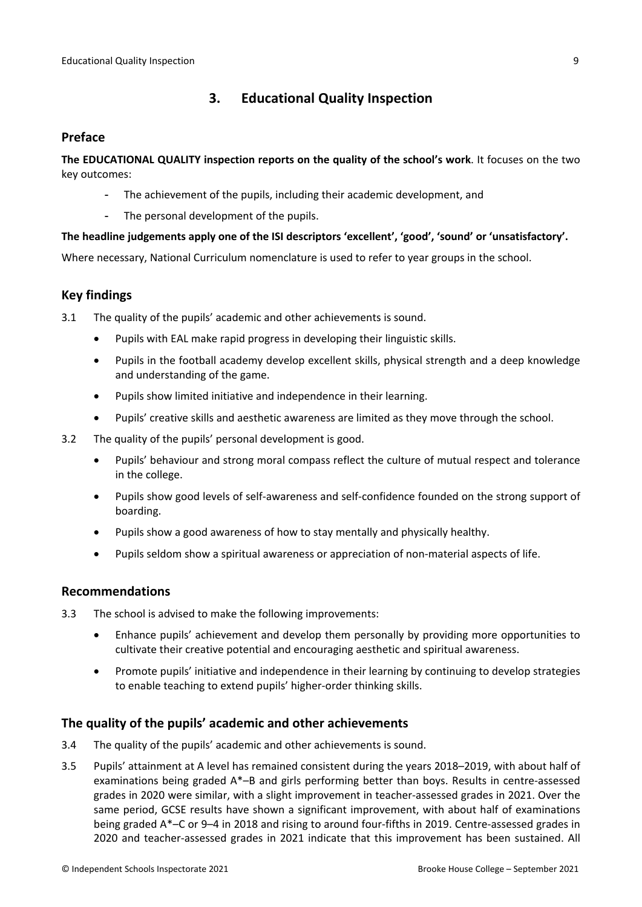## 3. Educational Quality Inspection

### Preface

**The EDUCATIONAL QUALITY inspection reports on the quality of the school's work**. It focuses on the two key outcomes:

- The achievement of the pupils, including their academic development, and
- The personal development of the pupils.

**The headline judgements apply one of the ISI descriptors 'excellent', 'good', 'sound' or 'unsatisfactory'.**

Where necessary, National Curriculum nomenclature is used to refer to year groups in the school.

### Key findings

3.1 The quality of the pupils' academic and other achievements is sound.

- Pupils with EAL make rapid progress in developing their linguistic skills.
- Pupils in the football academy develop excellent skills, physical strength and a deep knowledge and understanding of the game.
- Pupils show limited initiative and independence in their learning.
- Pupils' creative skills and aesthetic awareness are limited as they move through the school.

3.2 The quality of the pupils' personal development is good.

- Pupils' behaviour and strong moral compass reflect the culture of mutual respect and tolerance in the college.
- Pupils show good levels of self-awareness and self-confidence founded on the strong support of boarding.
- Pupils show a good awareness of how to stay mentally and physically healthy.
- Pupils seldom show a spiritual awareness or appreciation of non-material aspects of life.

### Recommendations

3.3 The school is advised to make the following improvements:

- Enhance pupils' achievement and develop them personally by providing more opportunities to cultivate their creative potential and encouraging aesthetic and spiritual awareness.
- Promote pupils' initiative and independence in their learning by continuing to develop strategies to enable teaching to extend pupils' higher-order thinking skills.

### The quality of the pupils' academic and other achievements

3.4 The quality of the pupils' academic and other achievements is sound.

3.5 Pupils' attainment at A level has remained consistent during the years 2018–2019, with about half of examinations being graded A*–B and girls performing better than boys. Results in centre-assessed grades in 2020 were similar, with a slight improvement in teacher-assessed grades in 2021. Over the same period, GCSE results have shown a significant improvement, with about half of examinations being graded A*–C or 9–4 in 2018 and rising to around four-fifths in 2019. Centre-assessed grades in 2020 and teacher-assessed grades in 2021 indicate that this improvement has been sustained. All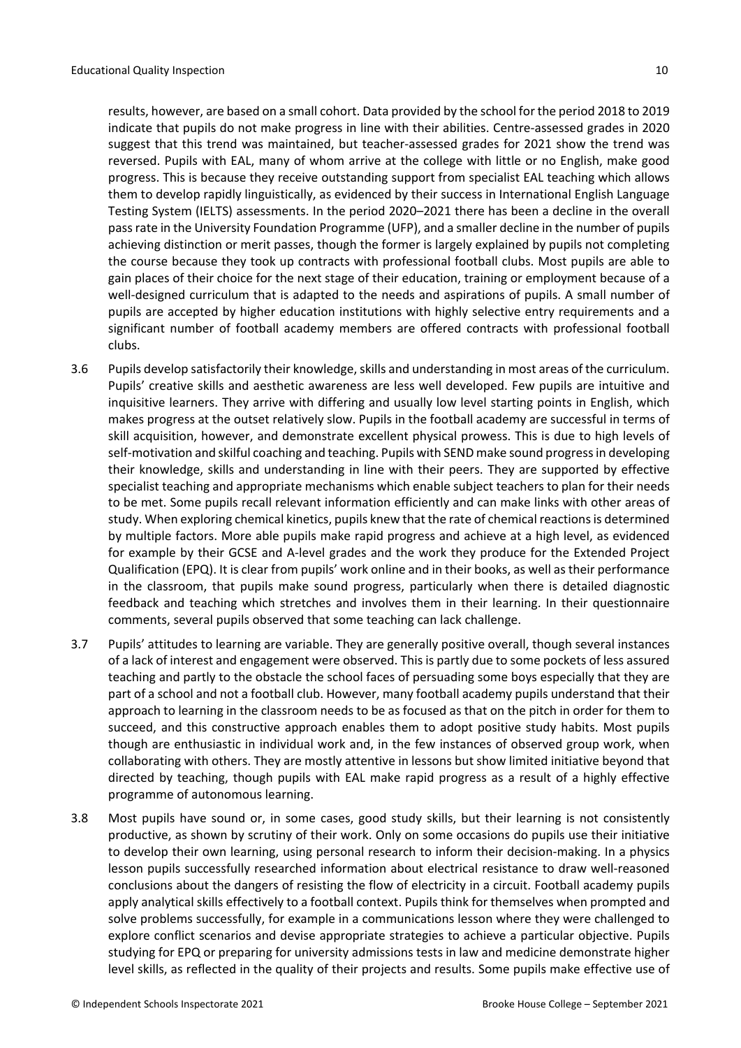results, however, are based on a small cohort. Data provided by the school for the period 2018 to 2019 indicate that pupils do not make progress in line with their abilities. Centre-assessed grades in 2020 suggest that this trend was maintained, but teacher-assessed grades for 2021 show the trend was reversed. Pupils with EAL, many of whom arrive at the college with little or no English, make good progress. This is because they receive outstanding support from specialist EAL teaching which allows them to develop rapidly linguistically, as evidenced by their success in International English Language Testing System (IELTS) assessments. In the period 2020–2021 there has been a decline in the overall pass rate in the University Foundation Programme (UFP), and a smaller decline in the number of pupils achieving distinction or merit passes, though the former is largely explained by pupils not completing the course because they took up contracts with professional football clubs. Most pupils are able to gain places of their choice for the next stage of their education, training or employment because of a well-designed curriculum that is adapted to the needs and aspirations of pupils. A small number of pupils are accepted by higher education institutions with highly selective entry requirements and a significant number of football academy members are offered contracts with professional football clubs.

3.6 Pupils develop satisfactorily their knowledge, skills and understanding in most areas of the curriculum. Pupils' creative skills and aesthetic awareness are less well developed. Few pupils are intuitive and inquisitive learners. They arrive with differing and usually low level starting points in English, which makes progress at the outset relatively slow. Pupils in the football academy are successful in terms of skill acquisition, however, and demonstrate excellent physical prowess. This is due to high levels of self-motivation and skilful coaching and teaching. Pupils with SEND make sound progress in developing their knowledge, skills and understanding in line with their peers. They are supported by effective specialist teaching and appropriate mechanisms which enable subject teachers to plan for their needs to be met. Some pupils recall relevant information efficiently and can make links with other areas of study. When exploring chemical kinetics, pupils knew that the rate of chemical reactions is determined by multiple factors. More able pupils make rapid progress and achieve at a high level, as evidenced for example by their GCSE and A-level grades and the work they produce for the Extended Project Qualification (EPQ). It is clear from pupils' work online and in their books, as well as their performance in the classroom, that pupils make sound progress, particularly when there is detailed diagnostic feedback and teaching which stretches and involves them in their learning. In their questionnaire comments, several pupils observed that some teaching can lack challenge.

3.7 Pupils' attitudes to learning are variable. They are generally positive overall, though several instances of a lack of interest and engagement were observed. This is partly due to some pockets of less assured teaching and partly to the obstacle the school faces of persuading some boys especially that they are part of a school and not a football club. However, many football academy pupils understand that their approach to learning in the classroom needs to be as focused as that on the pitch in order for them to succeed, and this constructive approach enables them to adopt positive study habits. Most pupils though are enthusiastic in individual work and, in the few instances of observed group work, when collaborating with others. They are mostly attentive in lessons but show limited initiative beyond that directed by teaching, though pupils with EAL make rapid progress as a result of a highly effective programme of autonomous learning.

3.8 Most pupils have sound or, in some cases, good study skills, but their learning is not consistently productive, as shown by scrutiny of their work. Only on some occasions do pupils use their initiative to develop their own learning, using personal research to inform their decision-making. In a physics lesson pupils successfully researched information about electrical resistance to draw well-reasoned conclusions about the dangers of resisting the flow of electricity in a circuit. Football academy pupils apply analytical skills effectively to a football context. Pupils think for themselves when prompted and solve problems successfully, for example in a communications lesson where they were challenged to explore conflict scenarios and devise appropriate strategies to achieve a particular objective. Pupils studying for EPQ or preparing for university admissions tests in law and medicine demonstrate higher level skills, as reflected in the quality of their projects and results. Some pupils make effective use of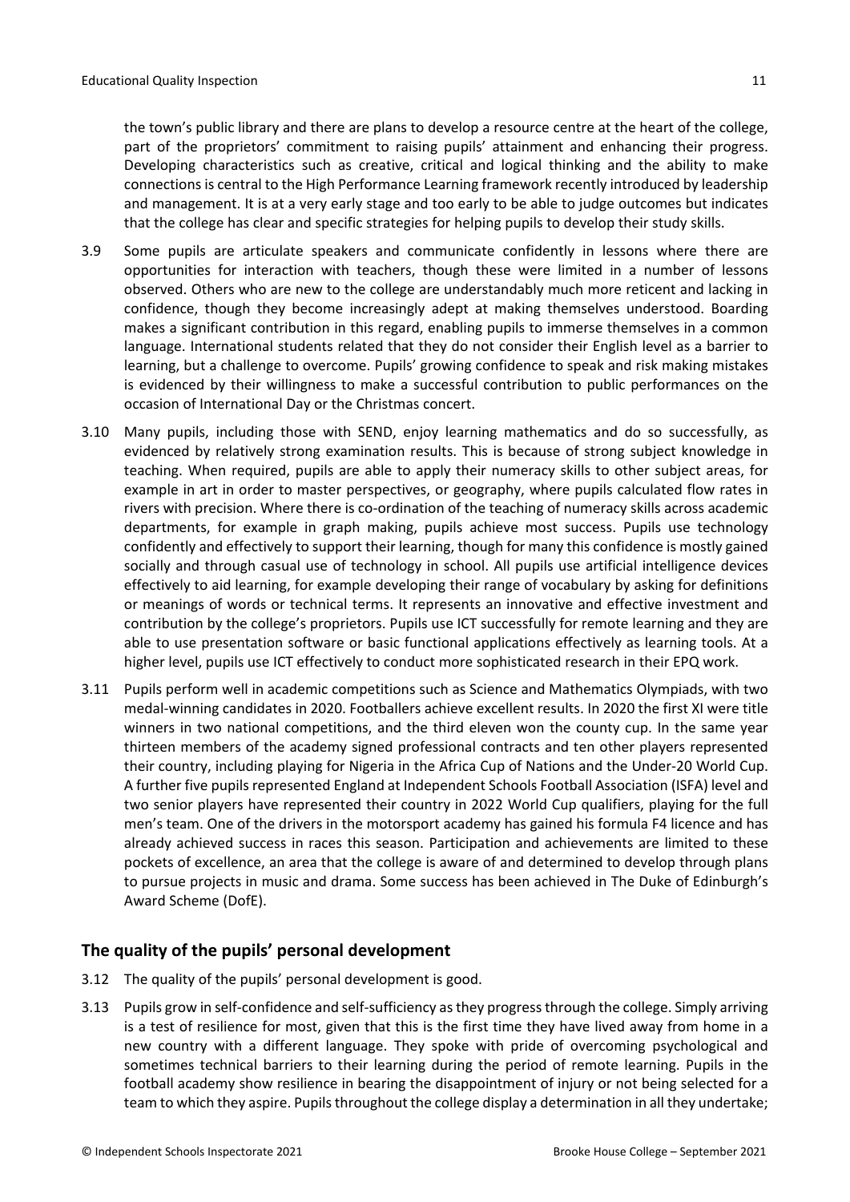the town's public library and there are plans to develop a resource centre at the heart of the college, part of the proprietors' commitment to raising pupils' attainment and enhancing their progress. Developing characteristics such as creative, critical and logical thinking and the ability to make connections is central to the High Performance Learning framework recently introduced by leadership and management. It is at a very early stage and too early to be able to judge outcomes but indicates that the college has clear and specific strategies for helping pupils to develop their study skills.

3.9 Some pupils are articulate speakers and communicate confidently in lessons where there are opportunities for interaction with teachers, though these were limited in a number of lessons observed. Others who are new to the college are understandably much more reticent and lacking in confidence, though they become increasingly adept at making themselves understood. Boarding makes a significant contribution in this regard, enabling pupils to immerse themselves in a common language. International students related that they do not consider their English level as a barrier to learning, but a challenge to overcome. Pupils' growing confidence to speak and risk making mistakes is evidenced by their willingness to make a successful contribution to public performances on the occasion of International Day or the Christmas concert.

3.10 Many pupils, including those with SEND, enjoy learning mathematics and do so successfully, as evidenced by relatively strong examination results. This is because of strong subject knowledge in teaching. When required, pupils are able to apply their numeracy skills to other subject areas, for example in art in order to master perspectives, or geography, where pupils calculated flow rates in rivers with precision. Where there is co-ordination of the teaching of numeracy skills across academic departments, for example in graph making, pupils achieve most success. Pupils use technology confidently and effectively to support their learning, though for many this confidence is mostly gained socially and through casual use of technology in school. All pupils use artificial intelligence devices effectively to aid learning, for example developing their range of vocabulary by asking for definitions or meanings of words or technical terms. It represents an innovative and effective investment and contribution by the college's proprietors. Pupils use ICT successfully for remote learning and they are able to use presentation software or basic functional applications effectively as learning tools. At a higher level, pupils use ICT effectively to conduct more sophisticated research in their EPQ work.

3.11 Pupils perform well in academic competitions such as Science and Mathematics Olympiads, with two medal-winning candidates in 2020. Footballers achieve excellent results. In 2020 the first XI were title winners in two national competitions, and the third eleven won the county cup. In the same year thirteen members of the academy signed professional contracts and ten other players represented their country, including playing for Nigeria in the Africa Cup of Nations and the Under-20 World Cup. A further five pupils represented England at Independent Schools Football Association (ISFA) level and two senior players have represented their country in 2022 World Cup qualifiers, playing for the full men's team. One of the drivers in the motorsport academy has gained his formula F4 licence and has already achieved success in races this season. Participation and achievements are limited to these pockets of excellence, an area that the college is aware of and determined to develop through plans to pursue projects in music and drama. Some success has been achieved in The Duke of Edinburgh's Award Scheme (DofE).

## The quality of the pupils' personal development

3.12 The quality of the pupils' personal development is good.

3.13 Pupils grow in self-confidence and self-sufficiency as they progress through the college. Simply arriving is a test of resilience for most, given that this is the first time they have lived away from home in a new country with a different language. They spoke with pride of overcoming psychological and sometimes technical barriers to their learning during the period of remote learning. Pupils in the football academy show resilience in bearing the disappointment of injury or not being selected for a team to which they aspire. Pupils throughout the college display a determination in all they undertake;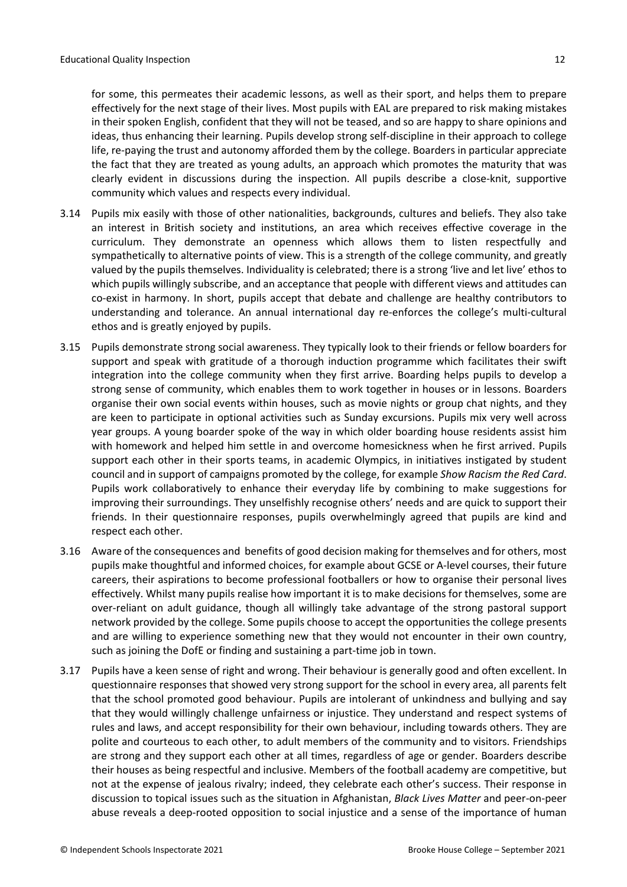for some, this permeates their academic lessons, as well as their sport, and helps them to prepare effectively for the next stage of their lives. Most pupils with EAL are prepared to risk making mistakes in their spoken English, confident that they will not be teased, and so are happy to share opinions and ideas, thus enhancing their learning. Pupils develop strong self-discipline in their approach to college life, re-paying the trust and autonomy afforded them by the college. Boarders in particular appreciate the fact that they are treated as young adults, an approach which promotes the maturity that was clearly evident in discussions during the inspection. All pupils describe a close-knit, supportive community which values and respects every individual.

3.14 Pupils mix easily with those of other nationalities, backgrounds, cultures and beliefs. They also take an interest in British society and institutions, an area which receives effective coverage in the curriculum. They demonstrate an openness which allows them to listen respectfully and sympathetically to alternative points of view. This is a strength of the college community, and greatly valued by the pupils themselves. Individuality is celebrated; there is a strong 'live and let live' ethos to which pupils willingly subscribe, and an acceptance that people with different views and attitudes can co-exist in harmony. In short, pupils accept that debate and challenge are healthy contributors to understanding and tolerance. An annual international day re-enforces the college's multi-cultural ethos and is greatly enjoyed by pupils.

3.15 Pupils demonstrate strong social awareness. They typically look to their friends or fellow boarders for support and speak with gratitude of a thorough induction programme which facilitates their swift integration into the college community when they first arrive. Boarding helps pupils to develop a strong sense of community, which enables them to work together in houses or in lessons. Boarders organise their own social events within houses, such as movie nights or group chat nights, and they are keen to participate in optional activities such as Sunday excursions. Pupils mix very well across year groups. A young boarder spoke of the way in which older boarding house residents assist him with homework and helped him settle in and overcome homesickness when he first arrived. Pupils support each other in their sports teams, in academic Olympics, in initiatives instigated by student council and in support of campaigns promoted by the college, for example *Show Racism the Red Card*. Pupils work collaboratively to enhance their everyday life by combining to make suggestions for improving their surroundings. They unselfishly recognise others' needs and are quick to support their friends. In their questionnaire responses, pupils overwhelmingly agreed that pupils are kind and respect each other.

3.16 Aware of the consequences and benefits of good decision making for themselves and for others, most pupils make thoughtful and informed choices, for example about GCSE or A-level courses, their future careers, their aspirations to become professional footballers or how to organise their personal lives effectively. Whilst many pupils realise how important it is to make decisions for themselves, some are over-reliant on adult guidance, though all willingly take advantage of the strong pastoral support network provided by the college. Some pupils choose to accept the opportunities the college presents and are willing to experience something new that they would not encounter in their own country, such as joining the DofE or finding and sustaining a part-time job in town.

3.17 Pupils have a keen sense of right and wrong. Their behaviour is generally good and often excellent. In questionnaire responses that showed very strong support for the school in every area, all parents felt that the school promoted good behaviour. Pupils are intolerant of unkindness and bullying and say that they would willingly challenge unfairness or injustice. They understand and respect systems of rules and laws, and accept responsibility for their own behaviour, including towards others. They are polite and courteous to each other, to adult members of the community and to visitors. Friendships are strong and they support each other at all times, regardless of age or gender. Boarders describe their houses as being respectful and inclusive. Members of the football academy are competitive, but not at the expense of jealous rivalry; indeed, they celebrate each other's success. Their response in discussion to topical issues such as the situation in Afghanistan, *Black Lives Matter* and peer-on-peer abuse reveals a deep-rooted opposition to social injustice and a sense of the importance of human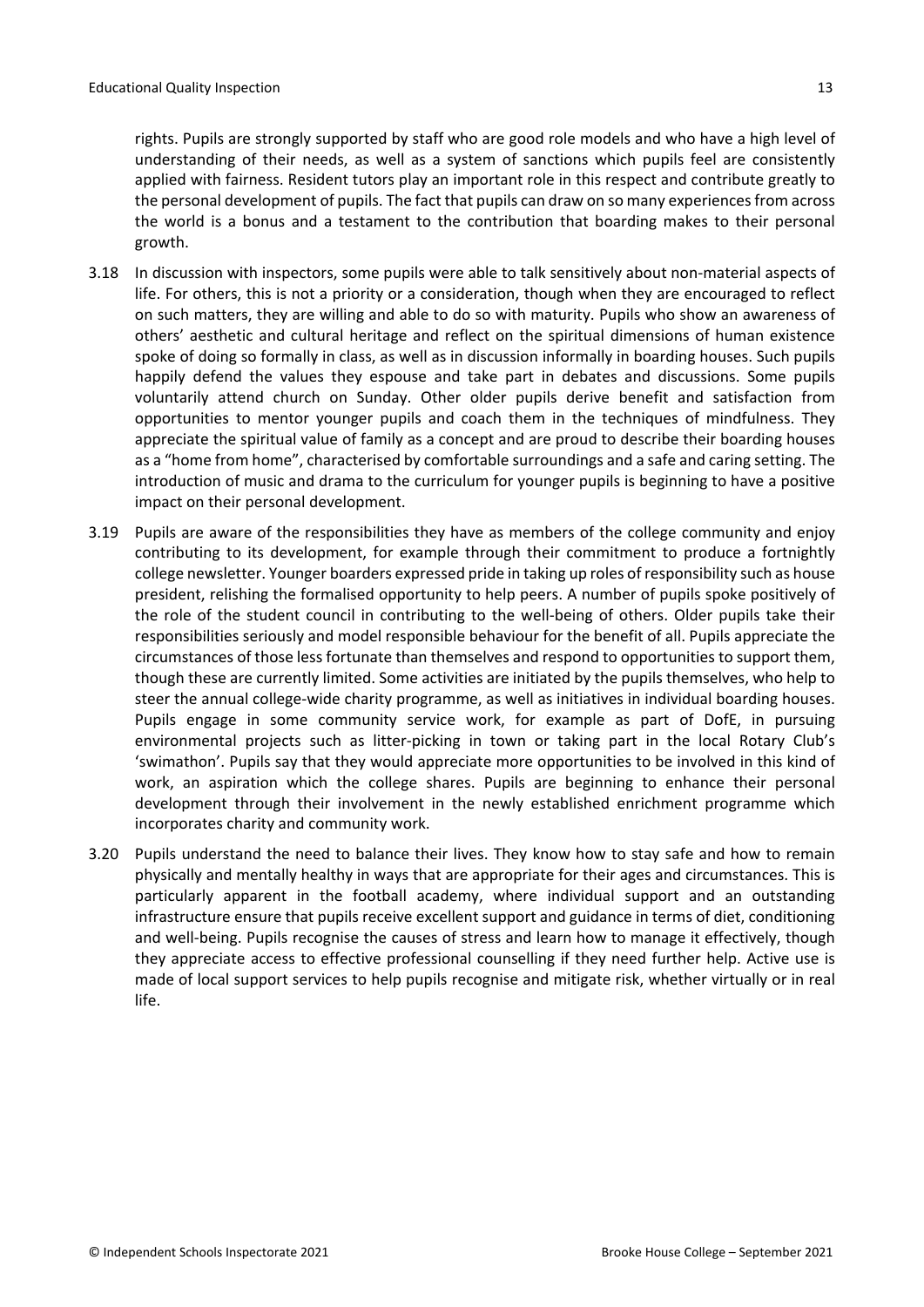rights. Pupils are strongly supported by staff who are good role models and who have a high level of understanding of their needs, as well as a system of sanctions which pupils feel are consistently applied with fairness. Resident tutors play an important role in this respect and contribute greatly to the personal development of pupils. The fact that pupils can draw on so many experiences from across the world is a bonus and a testament to the contribution that boarding makes to their personal growth.

3.18 In discussion with inspectors, some pupils were able to talk sensitively about non-material aspects of life. For others, this is not a priority or a consideration, though when they are encouraged to reflect on such matters, they are willing and able to do so with maturity. Pupils who show an awareness of others' aesthetic and cultural heritage and reflect on the spiritual dimensions of human existence spoke of doing so formally in class, as well as in discussion informally in boarding houses. Such pupils happily defend the values they espouse and take part in debates and discussions. Some pupils voluntarily attend church on Sunday. Other older pupils derive benefit and satisfaction from opportunities to mentor younger pupils and coach them in the techniques of mindfulness. They appreciate the spiritual value of family as a concept and are proud to describe their boarding houses as a "home from home", characterised by comfortable surroundings and a safe and caring setting. The introduction of music and drama to the curriculum for younger pupils is beginning to have a positive impact on their personal development.

3.19 Pupils are aware of the responsibilities they have as members of the college community and enjoy contributing to its development, for example through their commitment to produce a fortnightly college newsletter. Younger boarders expressed pride in taking up roles of responsibility such as house president, relishing the formalised opportunity to help peers. A number of pupils spoke positively of the role of the student council in contributing to the well-being of others. Older pupils take their responsibilities seriously and model responsible behaviour for the benefit of all. Pupils appreciate the circumstances of those less fortunate than themselves and respond to opportunities to support them, though these are currently limited. Some activities are initiated by the pupils themselves, who help to steer the annual college-wide charity programme, as well as initiatives in individual boarding houses. Pupils engage in some community service work, for example as part of DofE, in pursuing environmental projects such as litter-picking in town or taking part in the local Rotary Club's 'swimathon'. Pupils say that they would appreciate more opportunities to be involved in this kind of work, an aspiration which the college shares. Pupils are beginning to enhance their personal development through their involvement in the newly established enrichment programme which incorporates charity and community work.

3.20 Pupils understand the need to balance their lives. They know how to stay safe and how to remain physically and mentally healthy in ways that are appropriate for their ages and circumstances. This is particularly apparent in the football academy, where individual support and an outstanding infrastructure ensure that pupils receive excellent support and guidance in terms of diet, conditioning and well-being. Pupils recognise the causes of stress and learn how to manage it effectively, though they appreciate access to effective professional counselling if they need further help. Active use is made of local support services to help pupils recognise and mitigate risk, whether virtually or in real life.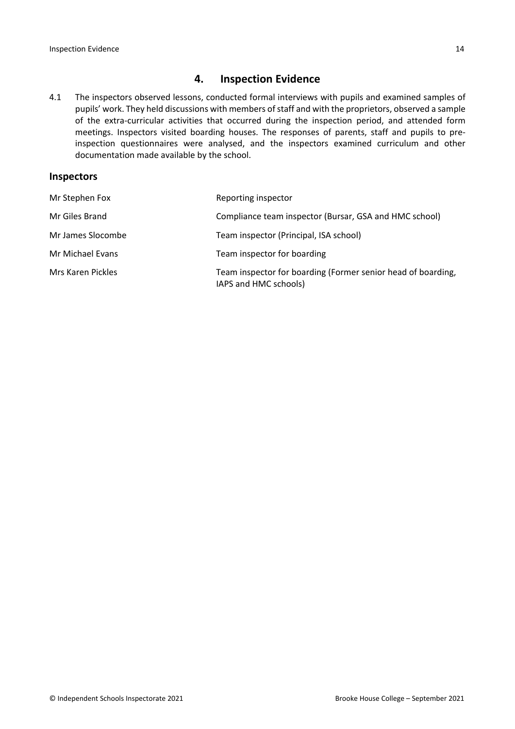## 4. Inspection Evidence

4.1 The inspectors observed lessons, conducted formal interviews with pupils and examined samples of pupils' work. They held discussions with members of staff and with the proprietors, observed a sample of the extra-curricular activities that occurred during the inspection period, and attended form meetings. Inspectors visited boarding houses. The responses of parents, staff and pupils to pre-inspection questionnaires were analysed, and the inspectors examined curriculum and other documentation made available by the school.

### Inspectors

| | |
|---|---|
| Mr Stephen Fox | Reporting inspector |
| Mr Giles Brand | Compliance team inspector (Bursar, GSA and HMC school) |
| Mr James Slocombe | Team inspector (Principal, ISA school) |
| Mr Michael Evans | Team inspector for boarding |
| Mrs Karen Pickles | Team inspector for boarding (Former senior head of boarding, IAPS and HMC schools) |